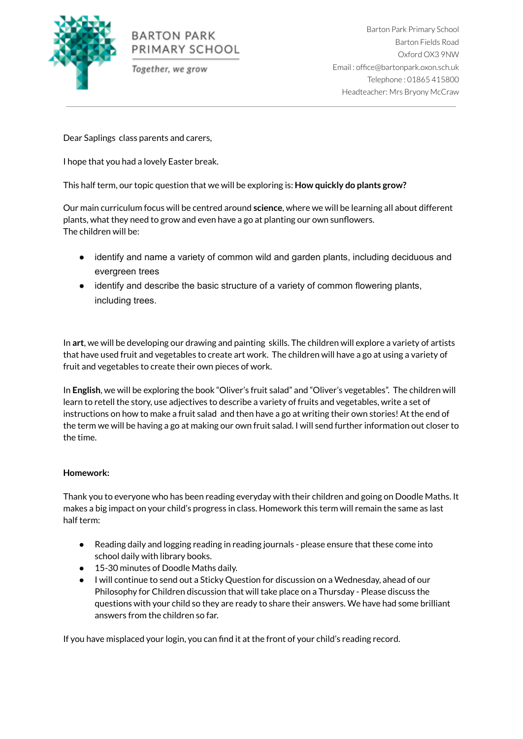BARTON PARK PRIMARY SCHOOL

*Together, we grow*

Barton Park Primary School
Barton Fields Road
Oxford OX3 9NW
Email : office@bartonpark.oxon.sch.uk
Telephone : 01865 415800
Headteacher: Mrs Bryony McCraw

---

Dear Saplings class parents and carers,

I hope that you had a lovely Easter break.

This half term, our topic question that we will be exploring is: **How quickly do plants grow?**

Our main curriculum focus will be centred around **science**, where we will be learning all about different plants, what they need to grow and even have a go at planting our own sunflowers.
The children will be:

- identify and name a variety of common wild and garden plants, including deciduous and evergreen trees
- identify and describe the basic structure of a variety of common flowering plants, including trees.

In **art**, we will be developing our drawing and painting skills. The children will explore a variety of artists that have used fruit and vegetables to create art work. The children will have a go at using a variety of fruit and vegetables to create their own pieces of work.

In **English**, we will be exploring the book "Oliver's fruit salad" and "Oliver's vegetables". The children will learn to retell the story, use adjectives to describe a variety of fruits and vegetables, write a set of instructions on how to make a fruit salad and then have a go at writing their own stories! At the end of the term we will be having a go at making our own fruit salad. I will send further information out closer to the time.

**Homework:**

Thank you to everyone who has been reading everyday with their children and going on Doodle Maths. It makes a big impact on your child's progress in class. Homework this term will remain the same as last half term:

- Reading daily and logging reading in reading journals - please ensure that these come into school daily with library books.
- 15-30 minutes of Doodle Maths daily.
- I will continue to send out a Sticky Question for discussion on a Wednesday, ahead of our Philosophy for Children discussion that will take place on a Thursday - Please discuss the questions with your child so they are ready to share their answers. We have had some brilliant answers from the children so far.

If you have misplaced your login, you can find it at the front of your child's reading record.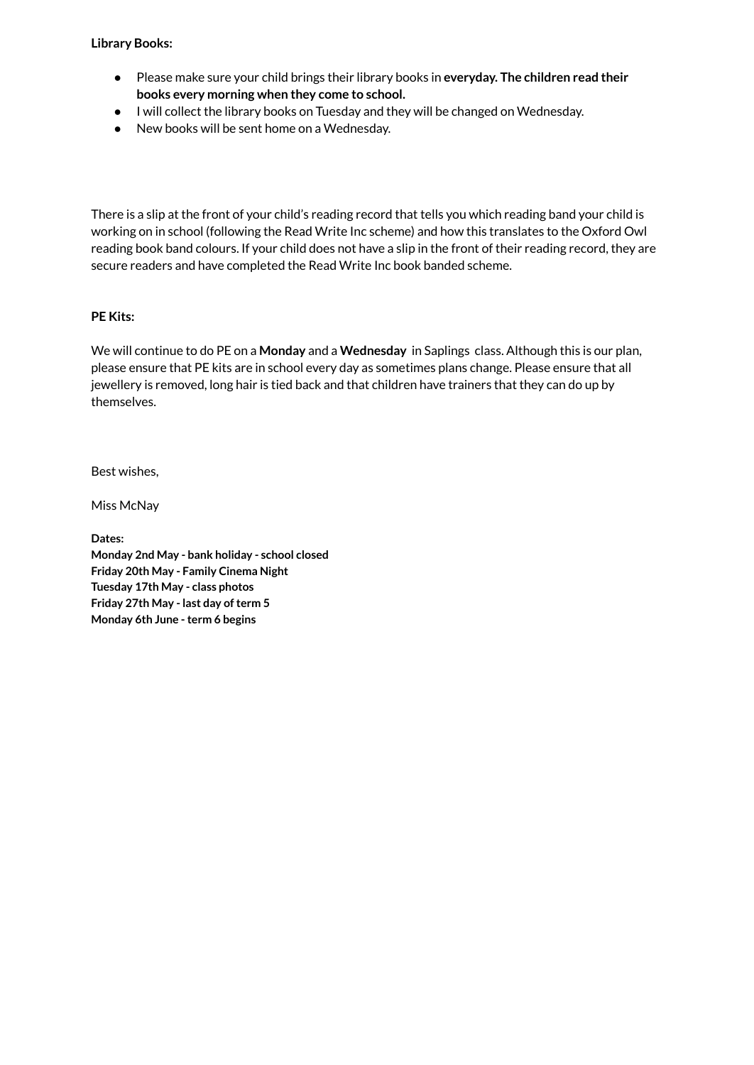**Library Books:**

- Please make sure your child brings their library books in **everyday. The children read their books every morning when they come to school.**
- I will collect the library books on Tuesday and they will be changed on Wednesday.
- New books will be sent home on a Wednesday.

There is a slip at the front of your child's reading record that tells you which reading band your child is working on in school (following the Read Write Inc scheme) and how this translates to the Oxford Owl reading book band colours. If your child does not have a slip in the front of their reading record, they are secure readers and have completed the Read Write Inc book banded scheme.

**PE Kits:**

We will continue to do PE on a **Monday** and a **Wednesday** in Saplings class. Although this is our plan, please ensure that PE kits are in school every day as sometimes plans change. Please ensure that all jewellery is removed, long hair is tied back and that children have trainers that they can do up by themselves.

Best wishes,

Miss McNay

**Dates:**
**Monday 2nd May - bank holiday - school closed**
**Friday 20th May - Family Cinema Night**
**Tuesday 17th May - class photos**
**Friday 27th May - last day of term 5**
**Monday 6th June - term 6 begins**